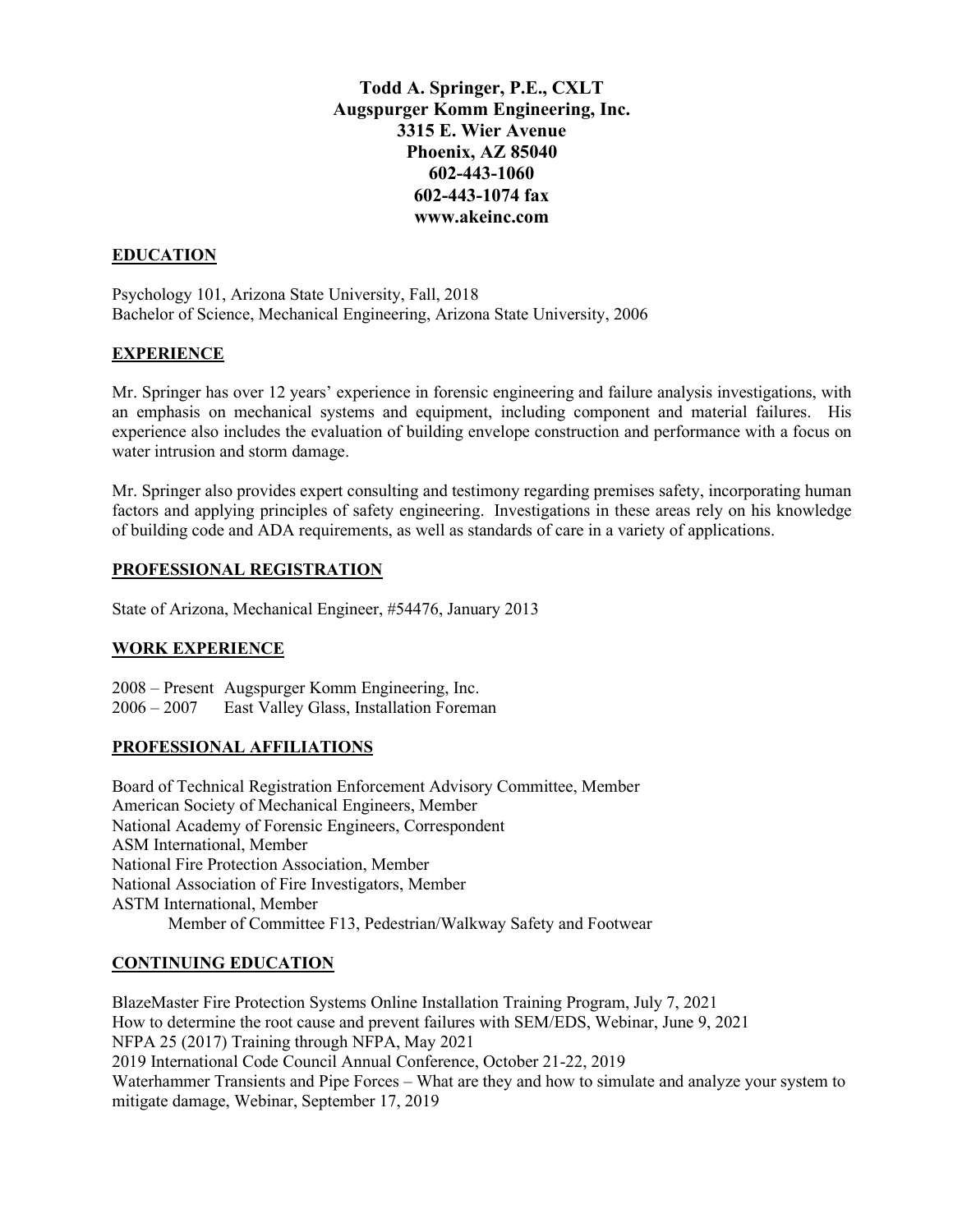**Todd A. Springer, P.E., CXLT**
**Augspurger Komm Engineering, Inc.**
**3315 E. Wier Avenue**
**Phoenix, AZ 85040**
**602-443-1060**
**602-443-1074 fax**
**www.akeinc.com**

## EDUCATION

Psychology 101, Arizona State University, Fall, 2018
Bachelor of Science, Mechanical Engineering, Arizona State University, 2006

## EXPERIENCE

Mr. Springer has over 12 years' experience in forensic engineering and failure analysis investigations, with an emphasis on mechanical systems and equipment, including component and material failures. His experience also includes the evaluation of building envelope construction and performance with a focus on water intrusion and storm damage.

Mr. Springer also provides expert consulting and testimony regarding premises safety, incorporating human factors and applying principles of safety engineering. Investigations in these areas rely on his knowledge of building code and ADA requirements, as well as standards of care in a variety of applications.

## PROFESSIONAL REGISTRATION

State of Arizona, Mechanical Engineer, #54476, January 2013

## WORK EXPERIENCE

2008 – Present Augspurger Komm Engineering, Inc.
2006 – 2007 East Valley Glass, Installation Foreman

## PROFESSIONAL AFFILIATIONS

Board of Technical Registration Enforcement Advisory Committee, Member
American Society of Mechanical Engineers, Member
National Academy of Forensic Engineers, Correspondent
ASM International, Member
National Fire Protection Association, Member
National Association of Fire Investigators, Member
ASTM International, Member
  Member of Committee F13, Pedestrian/Walkway Safety and Footwear

## CONTINUING EDUCATION

BlazeMaster Fire Protection Systems Online Installation Training Program, July 7, 2021
How to determine the root cause and prevent failures with SEM/EDS, Webinar, June 9, 2021
NFPA 25 (2017) Training through NFPA, May 2021
2019 International Code Council Annual Conference, October 21-22, 2019
Waterhammer Transients and Pipe Forces – What are they and how to simulate and analyze your system to mitigate damage, Webinar, September 17, 2019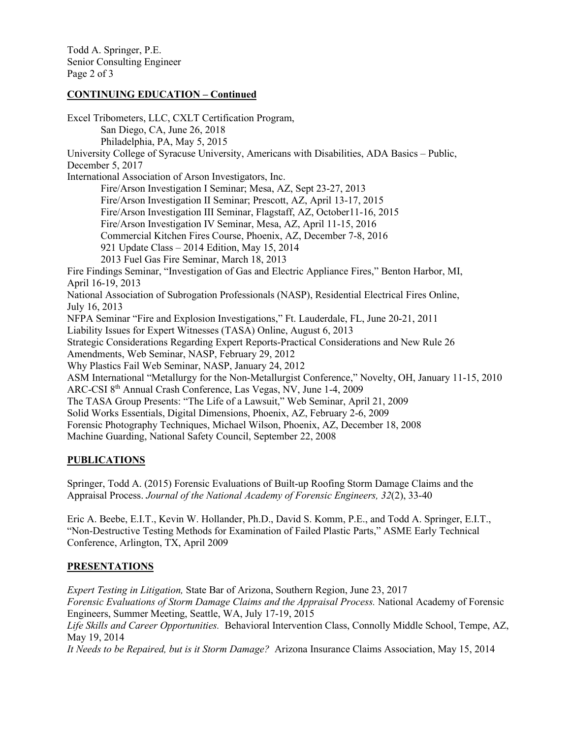## CONTINUING EDUCATION – Continued

Excel Tribometers, LLC, CXLT Certification Program,
  San Diego, CA, June 26, 2018
  Philadelphia, PA, May 5, 2015

University College of Syracuse University, Americans with Disabilities, ADA Basics – Public, December 5, 2017

International Association of Arson Investigators, Inc.
  Fire/Arson Investigation I Seminar; Mesa, AZ, Sept 23-27, 2013
  Fire/Arson Investigation II Seminar; Prescott, AZ, April 13-17, 2015
  Fire/Arson Investigation III Seminar, Flagstaff, AZ, October11-16, 2015
  Fire/Arson Investigation IV Seminar, Mesa, AZ, April 11-15, 2016
  Commercial Kitchen Fires Course, Phoenix, AZ, December 7-8, 2016
  921 Update Class – 2014 Edition, May 15, 2014
  2013 Fuel Gas Fire Seminar, March 18, 2013

Fire Findings Seminar, "Investigation of Gas and Electric Appliance Fires," Benton Harbor, MI, April 16-19, 2013

National Association of Subrogation Professionals (NASP), Residential Electrical Fires Online, July 16, 2013

NFPA Seminar "Fire and Explosion Investigations," Ft. Lauderdale, FL, June 20-21, 2011

Liability Issues for Expert Witnesses (TASA) Online, August 6, 2013

Strategic Considerations Regarding Expert Reports-Practical Considerations and New Rule 26 Amendments, Web Seminar, NASP, February 29, 2012

Why Plastics Fail Web Seminar, NASP, January 24, 2012

ASM International "Metallurgy for the Non-Metallurgist Conference," Novelty, OH, January 11-15, 2010

ARC-CSI 8th Annual Crash Conference, Las Vegas, NV, June 1-4, 2009

The TASA Group Presents: "The Life of a Lawsuit," Web Seminar, April 21, 2009

Solid Works Essentials, Digital Dimensions, Phoenix, AZ, February 2-6, 2009

Forensic Photography Techniques, Michael Wilson, Phoenix, AZ, December 18, 2008

Machine Guarding, National Safety Council, September 22, 2008

## PUBLICATIONS

Springer, Todd A. (2015) Forensic Evaluations of Built-up Roofing Storm Damage Claims and the Appraisal Process. *Journal of the National Academy of Forensic Engineers, 32*(2), 33-40

Eric A. Beebe, E.I.T., Kevin W. Hollander, Ph.D., David S. Komm, P.E., and Todd A. Springer, E.I.T., "Non-Destructive Testing Methods for Examination of Failed Plastic Parts," ASME Early Technical Conference, Arlington, TX, April 2009

## PRESENTATIONS

*Expert Testing in Litigation,* State Bar of Arizona, Southern Region, June 23, 2017

*Forensic Evaluations of Storm Damage Claims and the Appraisal Process.* National Academy of Forensic Engineers, Summer Meeting, Seattle, WA, July 17-19, 2015

*Life Skills and Career Opportunities.* Behavioral Intervention Class, Connolly Middle School, Tempe, AZ, May 19, 2014

*It Needs to be Repaired, but is it Storm Damage?* Arizona Insurance Claims Association, May 15, 2014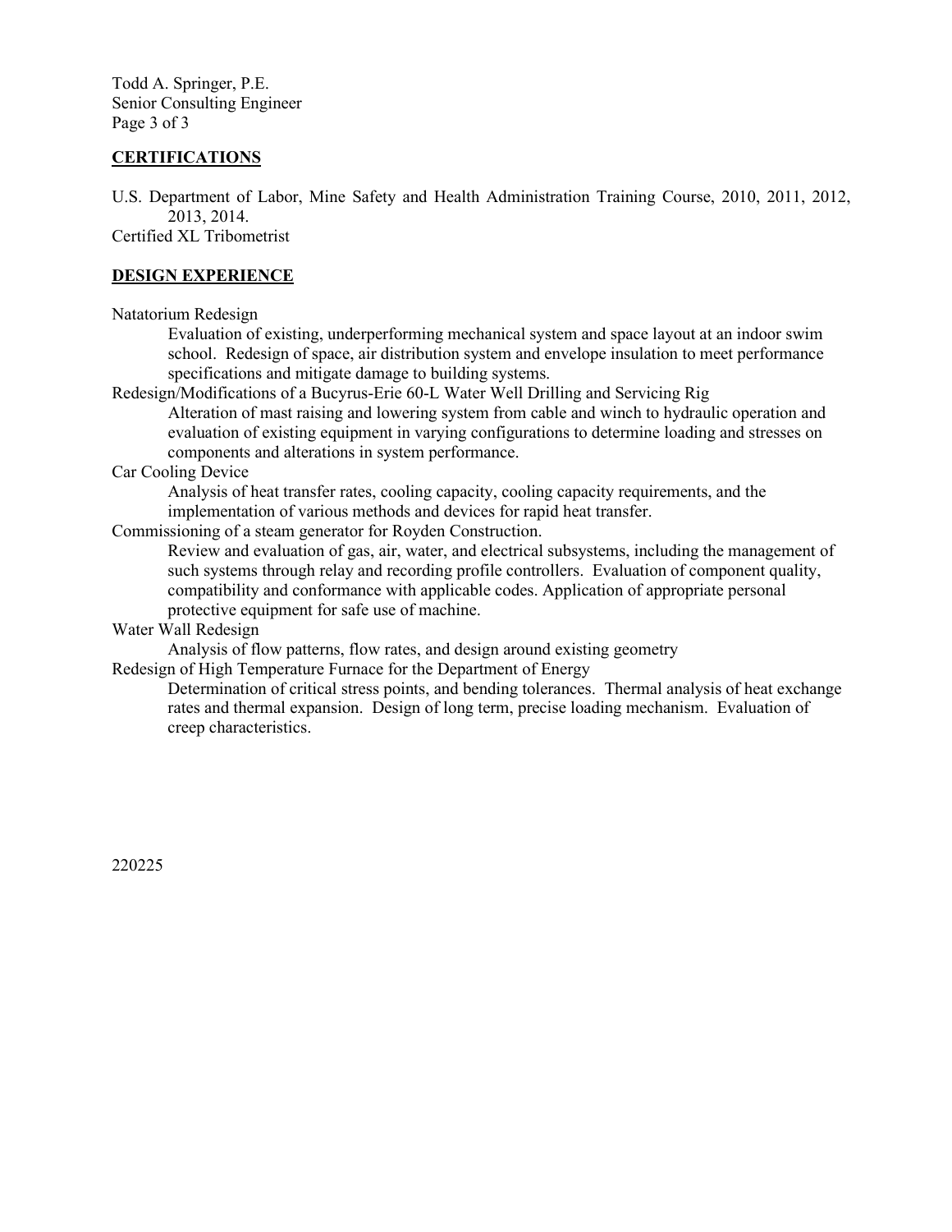## CERTIFICATIONS

U.S. Department of Labor, Mine Safety and Health Administration Training Course, 2010, 2011, 2012, 2013, 2014.
Certified XL Tribometrist

## DESIGN EXPERIENCE

Natatorium Redesign
Evaluation of existing, underperforming mechanical system and space layout at an indoor swim school. Redesign of space, air distribution system and envelope insulation to meet performance specifications and mitigate damage to building systems.

Redesign/Modifications of a Bucyrus-Erie 60-L Water Well Drilling and Servicing Rig
Alteration of mast raising and lowering system from cable and winch to hydraulic operation and evaluation of existing equipment in varying configurations to determine loading and stresses on components and alterations in system performance.

Car Cooling Device
Analysis of heat transfer rates, cooling capacity, cooling capacity requirements, and the implementation of various methods and devices for rapid heat transfer.

Commissioning of a steam generator for Royden Construction.
Review and evaluation of gas, air, water, and electrical subsystems, including the management of such systems through relay and recording profile controllers. Evaluation of component quality, compatibility and conformance with applicable codes. Application of appropriate personal protective equipment for safe use of machine.

Water Wall Redesign
Analysis of flow patterns, flow rates, and design around existing geometry

Redesign of High Temperature Furnace for the Department of Energy
Determination of critical stress points, and bending tolerances. Thermal analysis of heat exchange rates and thermal expansion. Design of long term, precise loading mechanism. Evaluation of creep characteristics.

220225